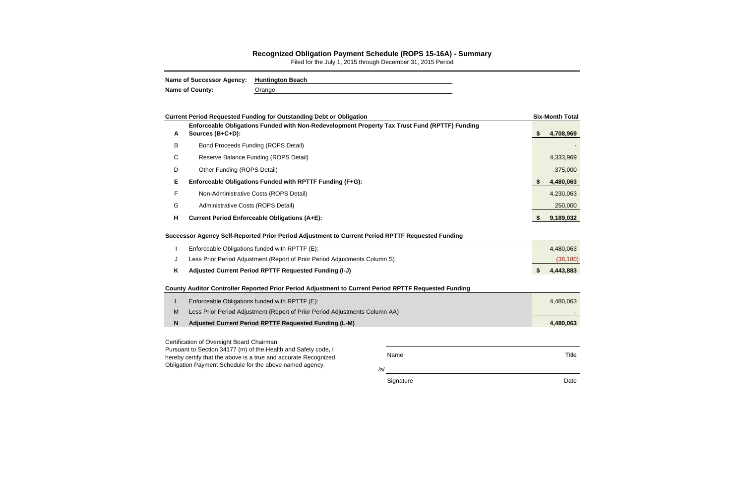# Recognized Obligation Payment Schedule (ROPS 15-16A) - Summary

Filed for the July 1, 2015 through December 31, 2015 Period

**Name of Successor Agency:** Huntington Beach

**Name of County:** Orange

| | **Current Period Requested Funding for Outstanding Debt or Obligation** | **Six-Month Total** |
|---|---|---|
| **A** | **Enforceable Obligations Funded with Non-Redevelopment Property Tax Trust Fund (RPTTF) Funding Sources (B+C+D):** | **$ 4,708,969** |
| B | Bond Proceeds Funding (ROPS Detail) | - |
| C | Reserve Balance Funding (ROPS Detail) | 4,333,969 |
| D | Other Funding (ROPS Detail) | 375,000 |
| **E** | **Enforceable Obligations Funded with RPTTF Funding (F+G):** | **$ 4,480,063** |
| F | Non-Administrative Costs (ROPS Detail) | 4,230,063 |
| G | Administrative Costs (ROPS Detail) | 250,000 |
| **H** | **Current Period Enforceable Obligations (A+E):** | **$ 9,189,032** |

| | **Successor Agency Self-Reported Prior Period Adjustment to Current Period RPTTF Requested Funding** | |
|---|---|---|
| I | Enforceable Obligations funded with RPTTF (E): | 4,480,063 |
| J | Less Prior Period Adjustment (Report of Prior Period Adjustments Column S) | (36,180) |
| **K** | **Adjusted Current Period RPTTF Requested Funding (I-J)** | **$ 4,443,883** |

| | **County Auditor Controller Reported Prior Period Adjustment to Current Period RPTTF Requested Funding** | |
|---|---|---|
| L | Enforceable Obligations funded with RPTTF (E): | 4,480,063 |
| M | Less Prior Period Adjustment (Report of Prior Period Adjustments Column AA) | - |
| **N** | **Adjusted Current Period RPTTF Requested Funding (L-M)** | **4,480,063** |

Certification of Oversight Board Chairman:
Pursuant to Section 34177 (m) of the Health and Safety code, I hereby certify that the above is a true and accurate Recognized Obligation Payment Schedule for the above named agency.

Name ________________________ Title

/s/ ________________________

Signature ________________________ Date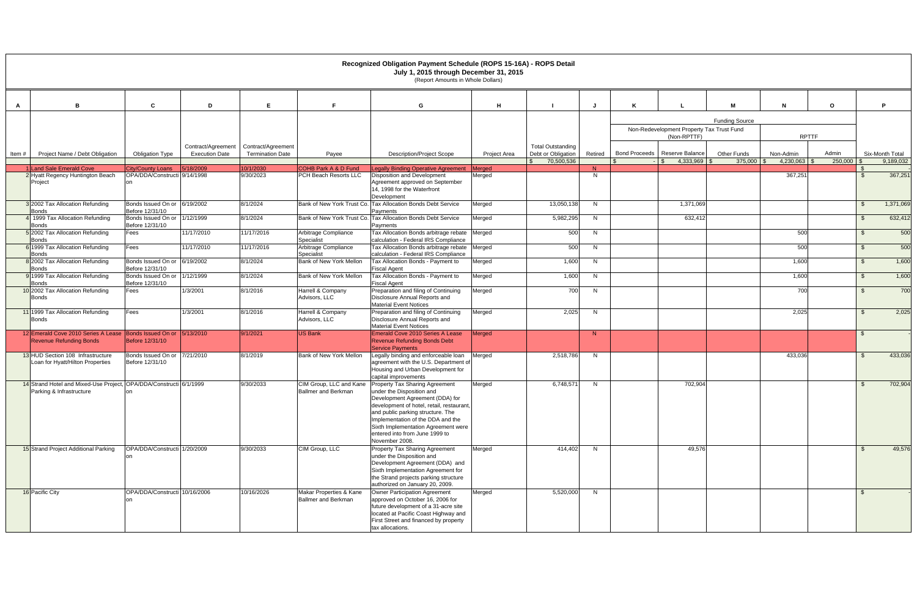# Recognized Obligation Payment Schedule (ROPS 15-16A) - ROPS Detail

**July 1, 2015 through December 31, 2015**

(Report Amounts in Whole Dollars)

| A | B | C | D | E | F | G | H | I | J | K | L | M | N | O | P |
|---|---|---|---|---|---|---|---|---|---|---|---|---|---|---|---|
| | | | | | | | | | | Funding Source | | | | | |
| | | | | | | | | | | Non-Redevelopment Property Tax Trust Fund (Non-RPTTF) | | | RPTTF | | |
| Item # | Project Name / Debt Obligation | Obligation Type | Contract/Agreement Execution Date | Contract/Agreement Termination Date | Payee | Description/Project Scope | Project Area | Total Outstanding Debt or Obligation | Retired | Bond Proceeds | Reserve Balance | Other Funds | Non-Admin | Admin | Six-Month Total |
| | | | | | | | | $ 70,500,536 | | $ - | $ 4,333,969 | $ 375,000 | $ 4,230,063 | $ 250,000 | $ 9,189,032 |
| 1 | Land Sale Emerald Cove | City/County Loans | 5/18/2009 | 10/1/2030 | COHB Park A & D Fund | Legally Binding Operative Agreement | Merged | | N | | | | | | $ - |
| 2 | Hyatt Regency Huntington Beach Project | OPA/DDA/Construction | 9/14/1998 | 9/30/2023 | PCH Beach Resorts LLC | Disposition and Development Agreement approved on September 14, 1998 for the Waterfront Development | Merged | | N | | | | 367,251 | | $ 367,251 |
| 3 | 2002 Tax Allocation Refunding Bonds | Bonds Issued On or Before 12/31/10 | 6/19/2002 | 8/1/2024 | Bank of New York Trust Co. | Tax Allocation Bonds Debt Service Payments | Merged | 13,050,138 | N | | 1,371,069 | | | | $ 1,371,069 |
| 4 | 1999 Tax Allocation Refunding Bonds | Bonds Issued On or Before 12/31/10 | 1/12/1999 | 8/1/2024 | Bank of New York Trust Co. | Tax Allocation Bonds Debt Service Payments | Merged | 5,982,295 | N | | 632,412 | | | | $ 632,412 |
| 5 | 2002 Tax Allocation Refunding Bonds | Fees | 11/17/2010 | 11/17/2016 | Arbitrage Compliance Specialist | Tax Allocation Bonds arbitrage rebate calculation - Federal IRS Compliance | Merged | 500 | N | | | | 500 | | $ 500 |
| 6 | 1999 Tax Allocation Refunding Bonds | Fees | 11/17/2010 | 11/17/2016 | Arbitrage Compliance Specialist | Tax Allocation Bonds arbitrage rebate calculation - Federal IRS Compliance | Merged | 500 | N | | | | 500 | | $ 500 |
| 8 | 2002 Tax Allocation Refunding Bonds | Bonds Issued On or Before 12/31/10 | 6/19/2002 | 8/1/2024 | Bank of New York Mellon | Tax Allocation Bonds - Payment to Fiscal Agent | Merged | 1,600 | N | | | | 1,600 | | $ 1,600 |
| 9 | 1999 Tax Allocation Refunding Bonds | Bonds Issued On or Before 12/31/10 | 1/12/1999 | 8/1/2024 | Bank of New York Mellon | Tax Allocation Bonds - Payment to Fiscal Agent | Merged | 1,600 | N | | | | 1,600 | | $ 1,600 |
| 10 | 2002 Tax Allocation Refunding Bonds | Fees | 1/3/2001 | 8/1/2016 | Harrell & Company Advisors, LLC | Preparation and filing of Continuing Disclosure Annual Reports and Material Event Notices | Merged | 700 | N | | | | 700 | | $ 700 |
| 11 | 1999 Tax Allocation Refunding Bonds | Fees | 1/3/2001 | 8/1/2016 | Harrell & Company Advisors, LLC | Preparation and filing of Continuing Disclosure Annual Reports and Material Event Notices | Merged | 2,025 | N | | | | 2,025 | | $ 2,025 |
| 12 | Emerald Cove 2010 Series A Lease Revenue Refunding Bonds | Bonds Issued On or Before 12/31/10 | 5/13/2010 | 9/1/2021 | US Bank | Emerald Cove 2010 Series A Lease Revenue Refunding Bonds Debt Service Payments | Merged | | N | | | | | | $ - |
| 13 | HUD Section 108 Infrastructure Loan for Hyatt/Hilton Properties | Bonds Issued On or Before 12/31/10 | 7/21/2010 | 8/1/2019 | Bank of New York Mellon | Legally binding and enforceable loan agreement with the U.S. Department of Housing and Urban Development for capital improvements | Merged | 2,518,786 | N | | | | 433,036 | | $ 433,036 |
| 14 | Strand Hotel and Mixed-Use Project, Parking & Infrastructure | OPA/DDA/Construction | 6/1/1999 | 9/30/2033 | CIM Group, LLC and Kane Ballmer and Berkman | Property Tax Sharing Agreement under the Disposition and Development Agreement (DDA) for development of hotel, retail, restaurant, and public parking structure. The Implementation of the DDA and the Sixth Implementation Agreement were entered into from June 1999 to November 2008. | Merged | 6,748,571 | N | | 702,904 | | | | $ 702,904 |
| 15 | Strand Project Additional Parking | OPA/DDA/Construction | 1/20/2009 | 9/30/2033 | CIM Group, LLC | Property Tax Sharing Agreement under the Disposition and Development Agreement (DDA) and Sixth Implementation Agreement for the Strand projects parking structure authorized on January 20, 2009. | Merged | 414,402 | N | | 49,576 | | | | $ 49,576 |
| 16 | Pacific City | OPA/DDA/Construction | 10/16/2006 | 10/16/2026 | Makar Properties & Kane Ballmer and Berkman | Owner Participation Agreement approved on October 16, 2006 for future development of a 31-acre site located at Pacific Coast Highway and First Street and financed by property tax allocations. | Merged | 5,520,000 | N | | | | | | $ - |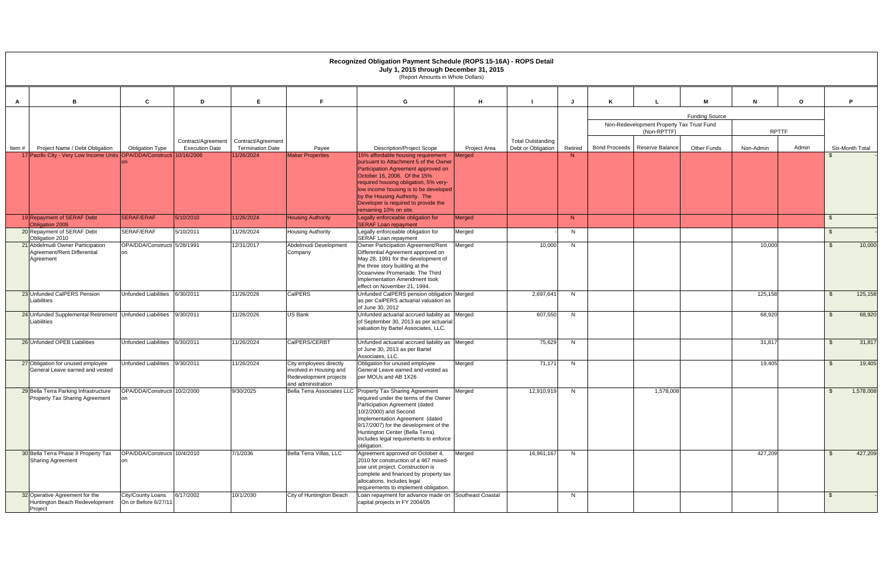# Recognized Obligation Payment Schedule (ROPS 15-16A) - ROPS Detail

**July 1, 2015 through December 31, 2015**

(Report Amounts in Whole Dollars)

| A | B | C | D | E | F | G | H | I | J | K | L | M | N | O | P |
|---|---|---|---|---|---|---|---|---|---|---|---|---|---|---|---|
| | | | | | | | | | | Funding Source | | | | | |
| | | | | | | | | | | Non-Redevelopment Property Tax Trust Fund (Non-RPTTF) | | | RPTTF | | |
| Item # | Project Name / Debt Obligation | Obligation Type | Contract/Agreement Execution Date | Contract/Agreement Termination Date | Payee | Description/Project Scope | Project Area | Total Outstanding Debt or Obligation | Retired | Bond Proceeds | Reserve Balance | Other Funds | Non-Admin | Admin | Six-Month Total |
| 17 | Pacific City - Very Low Income Units | OPA/DDA/Construction | 10/16/2006 | 11/26/2024 | Makar Properties | 15% affordable housing requirement pursuant to Attachment 5 of the Owner Participation Agreement approved on October 16, 2006. Of the 15% required housing obligation, 5% very-low income housing is to be developed by the Housing Authority. The Developer is required to provide the remaining 10% on site. | Merged | | N | | | | | | $ - |
| 19 | Repayment of SERAF Debt Obligation 2009 | SERAF/ERAF | 5/10/2010 | 11/26/2024 | Housing Authority | Legally enforceable obligation for SERAF Loan repayment | Merged | | N | | | | | | $ - |
| 20 | Repayment of SERAF Debt Obligation 2010 | SERAF/ERAF | 5/10/2011 | 11/26/2024 | Housing Authority | Legally enforceable obligation for SERAF Loan repayment | Merged | - | N | | | | | | $ - |
| 21 | Abdelmudi Owner Participation Agreement/Rent Differential Agreement | OPA/DDA/Construction | 5/28/1991 | 12/31/2017 | Abdelmudi Development Company | Owner Participation Agreement/Rent Differential Agreement approved on May 28, 1991 for the development of the three story building at the Oceanview Promenade. The Third Implementation Amendment took effect on November 21, 1994. | Merged | 10,000 | N | | | | 10,000 | | $ 10,000 |
| 23 | Unfunded CalPERS Pension Liabilities | Unfunded Liabilities | 6/30/2011 | 11/26/2026 | CalPERS | Unfunded CalPERS pension obligation as per CalPERS actuarial valuation as of June 30, 2012 | Merged | 2,697,641 | N | | | | 125,158 | | $ 125,158 |
| 24 | Unfunded Supplemental Retirement Liabilities | Unfunded Liabilities | 9/30/2011 | 11/26/2026 | US Bank | Unfunded actuarial accrued liability as of September 30, 2013 as per actuarial valuation by Bartel Associates, LLC. | Merged | 607,550 | N | | | | 68,920 | | $ 68,920 |
| 26 | Unfunded OPEB Liabilities | Unfunded Liabilities | 6/30/2011 | 11/26/2024 | CalPERS/CERBT | Unfunded actuarial accrued liability as of June 30, 2013 as per Bartel Associates, LLC. | Merged | 75,629 | N | | | | 31,817 | | $ 31,817 |
| 27 | Obligation for unused employee General Leave earned and vested | Unfunded Liabilities | 9/30/2011 | 11/26/2024 | City employees directly involved in Housing and Redevelopment projects and administration | Obligation for unused employee General Leave earned and vested as per MOUs and AB 1X26 | Merged | 71,171 | N | | | | 19,405 | | $ 19,405 |
| 29 | Bella Terra Parking Infrastructure Property Tax Sharing Agreement | OPA/DDA/Construction | 10/2/2000 | 9/30/2025 | Bella Terra Associates LLC | Property Tax Sharing Agreement required under the terms of the Owner Participation Agreement (dated 10/2/2000) and Second Implementation Agreement (dated 9/17/2007) for the development of the Huntington Center (Bella Terra). Includes legal requirements to enforce obligation. | Merged | 12,910,919 | N | | 1,578,008 | | | | $ 1,578,008 |
| 30 | Bella Terra Phase II Property Tax Sharing Agreement | OPA/DDA/Construction | 10/4/2010 | 7/1/2036 | Bella Terra Villas, LLC | Agreement approved on October 4, 2010 for construction of a 467 mixed-use unit project. Construction is complete and financed by property tax allocations. Includes legal requirements to implement obligation. | Merged | 16,961,167 | N | | | | 427,209 | | $ 427,209 |
| 32 | Operative Agreement for the Huntington Beach Redevelopment Project | City/County Loans On or Before 6/27/11 | 6/17/2002 | 10/1/2030 | City of Huntington Beach | Loan repayment for advance made on capital projects in FY 2004/05 | Southeast Coastal | | N | | | | | | $ - |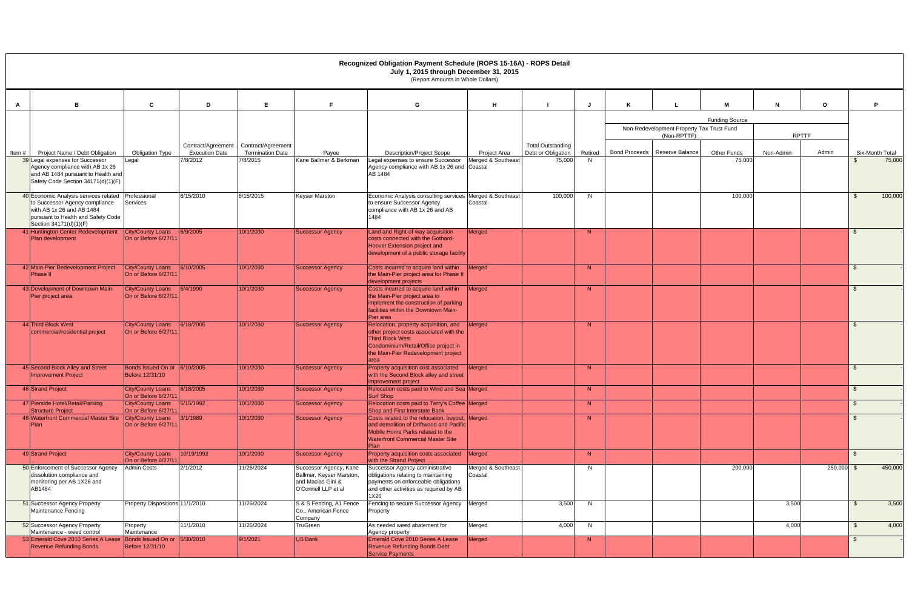# Recognized Obligation Payment Schedule (ROPS 15-16A) - ROPS Detail

**July 1, 2015 through December 31, 2015**

(Report Amounts in Whole Dollars)

| A | B | C | D | E | F | G | H | I | J | K | L | M | N | O | P |
|---|---|---|---|---|---|---|---|---|---|---|---|---|---|---|---|
| | | | | | | | | | | Funding Source | | | | | |
| | | | | | | | | | | Non-Redevelopment Property Tax Trust Fund (Non-RPTTF) | | | RPTTF | | |
| Item # | Project Name / Debt Obligation | Obligation Type | Contract/Agreement Execution Date | Contract/Agreement Termination Date | Payee | Description/Project Scope | Project Area | Total Outstanding Debt or Obligation | Retired | Bond Proceeds | Reserve Balance | Other Funds | Non-Admin | Admin | Six-Month Total |
| 39 | Legal expenses for Successor Agency compliance with AB 1x 26 and AB 1484 pursuant to Health and Safety Code Section 34171(d)(1)(F) | Legal | 7/8/2012 | 7/8/2015 | Kane Ballmer & Berkman | Legal expenses to ensure Successor Agency compliance with AB 1x 26 and AB 1484 | Merged & Southeast Coastal | 75,000 | N | | | 75,000 | | | $ 75,000 |
| 40 | Economic Analysis services related to Successor Agency compliance with AB 1x 26 and AB 1484 pursuant to Health and Safety Code Section 34171(d)(1)(F) | Professional Services | 6/15/2010 | 6/15/2015 | Keyser Marston | Economic Analysis consulting services to ensure Successor Agency compliance with AB 1x 26 and AB 1484 | Merged & Southeast Coastal | 100,000 | N | | | 100,000 | | | $ 100,000 |
| 41 | Huntington Center Redevelopment Plan development | City/County Loans On or Before 6/27/11 | 6/9/2005 | 10/1/2030 | Successor Agency | Land and Right-of-way acquisition costs connected with the Gothard-Hoover Extension project and development of a public storage facility | Merged | | N | | | | | | $ - |
| 42 | Main-Pier Redevelopment Project Phase II | City/County Loans On or Before 6/27/11 | 6/10/2005 | 10/1/2030 | Successor Agency | Costs incurred to acquire land within the Main-Pier project area for Phase II development projects | Merged | | N | | | | | | $ - |
| 43 | Development of Downtown Main-Pier project area | City/County Loans On or Before 6/27/11 | 6/4/1990 | 10/1/2030 | Successor Agency | Costs incurred to acquire land within the Main-Pier project area to implement the construction of parking facilities within the Downtown Main-Pier area | Merged | | N | | | | | | $ - |
| 44 | Third Block West commercial/residential project | City/County Loans On or Before 6/27/11 | 6/18/2005 | 10/1/2030 | Successor Agency | Relocation, property acquisition, and other project costs associated with the Third Block West Condominium/Retail/Office project in the Main-Pier Redevelopment project area | Merged | | N | | | | | | $ - |
| 45 | Second Block Alley and Street Improvement Project | Bonds Issued On or Before 12/31/10 | 6/10/2005 | 10/1/2030 | Successor Agency | Property acquisition cost associated with the Second Block alley and street improvement project | Merged | | N | | | | | | $ - |
| 46 | Strand Project | City/County Loans On or Before 6/27/11 | 6/18/2005 | 10/1/2030 | Successor Agency | Relocation costs paid to Wind and Sea Surf Shop | Merged | | N | | | | | | $ - |
| 47 | Pierside Hotel/Retail/Parking Structure Project | City/County Loans On or Before 6/27/11 | 5/15/1992 | 10/1/2030 | Successor Agency | Relocation costs paid to Terry's Coffee Shop and First Interstate Bank | Merged | | N | | | | | | $ - |
| 48 | Waterfront Commercial Master Site Plan | City/County Loans On or Before 6/27/11 | 3/1/1989 | 10/1/2030 | Successor Agency | Costs related to the relocation, buyout, and demolition of Driftwood and Pacific Mobile Home Parks related to the Waterfront Commercial Master Site Plan | Merged | | N | | | | | | $ - |
| 49 | Strand Project | City/County Loans On or Before 6/27/11 | 10/19/1992 | 10/1/2030 | Successor Agency | Property acquisition costs associated with the Strand Project | Merged | | N | | | | | | $ - |
| 50 | Enforcement of Successor Agency dissolution compliance and monitoring per AB 1X26 and AB1484 | Admin Costs | 2/1/2012 | 11/26/2024 | Successor Agency, Kane Ballmer, Keyser Marston, and Macias Gini & O'Connell LLP et al | Successor Agency administrative obligations relating to maintaining payments on enforceable obligations and other activities as required by AB 1X26 | Merged & Southeast Coastal | | N | | | 200,000 | | 250,000 | $ 450,000 |
| 51 | Successor Agency Property Maintenance Fencing | Property Dispositions | 11/1/2010 | 11/26/2024 | S & S Fencing, A1 Fence Co., American Fence Company | Fencing to secure Successor Agency Property | Merged | 3,500 | N | | | | 3,500 | | $ 3,500 |
| 52 | Successor Agency Property Maintenance - weed control | Property Maintenance | 11/1/2010 | 11/26/2024 | TruGreen | As needed weed abatement for Agency property | Merged | 4,000 | N | | | | 4,000 | | $ 4,000 |
| 53 | Emerald Cove 2010 Series A Lease Revenue Refunding Bonds | Bonds Issued On or Before 12/31/10 | 5/30/2010 | 9/1/2021 | US Bank | Emerald Cove 2010 Series A Lease Revenue Refunding Bonds Debt Service Payments | Merged | | N | | | | | | $ - |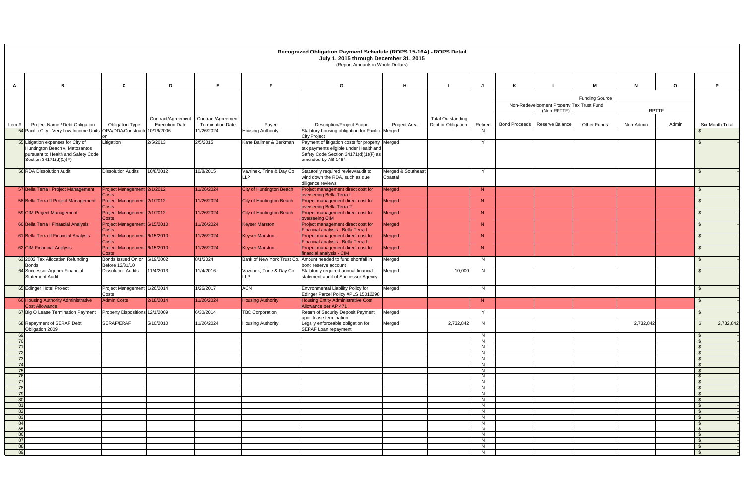# Recognized Obligation Payment Schedule (ROPS 15-16A) - ROPS Detail

July 1, 2015 through December 31, 2015

(Report Amounts in Whole Dollars)

| A | B | C | D | E | F | G | H | I | J | K | L | M | N | O | P |
|---|---|---|---|---|---|---|---|---|---|---|---|---|---|---|---|
| | | | | | | | | | | Funding Source | | | | | |
| | | | | | | | | | | Non-Redevelopment Property Tax Trust Fund (Non-RPTTF) | | | RPTTF | | |
| Item # | Project Name / Debt Obligation | Obligation Type | Contract/Agreement Execution Date | Contract/Agreement Termination Date | Payee | Description/Project Scope | Project Area | Total Outstanding Debt or Obligation | Retired | Bond Proceeds | Reserve Balance | Other Funds | Non-Admin | Admin | Six-Month Total |
| 54 | Pacific City - Very Low Income Units | OPA/DDA/Construction | 10/16/2006 | 11/26/2024 | Housing Authority | Statutory housing obligation for Pacific City Project | Merged | | N | | | | | | $ - |
| 55 | Litigation expenses for City of Huntington Beach v. Matosantos pursuant to Health and Safety Code Section 34171(d)(1)(F) | Litigation | 2/5/2013 | 2/5/2015 | Kane Ballmer & Berkman | Payment of litigation costs for property tax payments eligible under Health and Safety Code Section 34171(d)(1)(F) as amended by AB 1484 | Merged | | Y | | | | | | $ - |
| 56 | RDA Dissolution Audit | Dissolution Audits | 10/8/2012 | 10/8/2015 | Vavrinek, Trine & Day Co LLP | Statutorily required review/audit to wind down the RDA, such as due diligence reviews | Merged & Southeast Coastal | | Y | | | | | | $ - |
| 57 | Bella Terra I Project Management | Project Management Costs | 2/1/2012 | 11/26/2024 | City of Huntington Beach | Project management direct cost for overseeing Bella Terra I | Merged | | N | | | | | | $ - |
| 58 | Bella Terra II Project Management | Project Management Costs | 2/1/2012 | 11/26/2024 | City of Huntington Beach | Project management direct cost for overseeing Bella Terra 2 | Merged | | N | | | | | | $ - |
| 59 | CIM Project Management | Project Management Costs | 2/1/2012 | 11/26/2024 | City of Huntington Beach | Project management direct cost for overseeing CIM | Merged | | N | | | | | | $ - |
| 60 | Bella Terra I Financial Analysis | Project Management Costs | 6/15/2010 | 11/26/2024 | Keyser Marston | Project management direct cost for Financial analysis - Bella Terra I | Merged | | N | | | | | | $ - |
| 61 | Bella Terra II Financial Analysis | Project Management Costs | 6/15/2010 | 11/26/2024 | Keyser Marston | Project management direct cost for Financial analysis - Bella Terra II | Merged | | N | | | | | | $ - |
| 62 | CIM Financial Analysis | Project Management Costs | 6/15/2010 | 11/26/2024 | Keyser Marston | Project management direct cost for financial analysis - CIM | Merged | | N | | | | | | $ - |
| 63 | 2002 Tax Allocation Refunding Bonds | Bonds Issued On or Before 12/31/10 | 6/19/2002 | 8/1/2024 | Bank of New York Trust Co. | Amount needed to fund shortfall in bond reserve account | Merged | | N | | | | | | $ - |
| 64 | Successor Agency Financial Statement Audit | Dissolution Audits | 11/4/2013 | 11/4/2016 | Vavrinek, Trine & Day Co LLP | Statutorily required annual financial statement audit of Successor Agency. | Merged | 10,000 | N | | | | | | $ - |
| 65 | Edinger Hotel Project | Project Management Costs | 1/26/2014 | 1/26/2017 | AON | Environmental Liability Policy for Edinger Parcel Policy #PLS 15012298 | Merged | | N | | | | | | $ - |
| 66 | Housing Authority Administrative Cost Allowance | Admin Costs | 2/18/2014 | 11/26/2024 | Housing Authority | Housing Entity Administrative Cost Allowance per AP 471 | | | N | | | | | | $ - |
| 67 | Big O Lease Termination Payment | Property Dispositions | 12/1/2009 | 6/30/2014 | TBC Corporation | Return of Security Deposit Payment upon lease termination | Merged | | Y | | | | | | $ - |
| 68 | Repayment of SERAF Debt Obligation 2009 | SERAF/ERAF | 5/10/2010 | 11/26/2024 | Housing Authority | Legally enforceable obligation for SERAF Loan repayment | Merged | 2,732,842 | N | | | | 2,732,842 | | $ 2,732,842 |
| 69 | | | | | | | | | N | | | | | | $ - |
| 70 | | | | | | | | | N | | | | | | $ - |
| 71 | | | | | | | | | N | | | | | | $ - |
| 72 | | | | | | | | | N | | | | | | $ - |
| 73 | | | | | | | | | N | | | | | | $ - |
| 74 | | | | | | | | | N | | | | | | $ - |
| 75 | | | | | | | | | N | | | | | | $ - |
| 76 | | | | | | | | | N | | | | | | $ - |
| 77 | | | | | | | | | N | | | | | | $ - |
| 78 | | | | | | | | | N | | | | | | $ - |
| 79 | | | | | | | | | N | | | | | | $ - |
| 80 | | | | | | | | | N | | | | | | $ - |
| 81 | | | | | | | | | N | | | | | | $ - |
| 82 | | | | | | | | | N | | | | | | $ - |
| 83 | | | | | | | | | N | | | | | | $ - |
| 84 | | | | | | | | | N | | | | | | $ - |
| 85 | | | | | | | | | N | | | | | | $ - |
| 86 | | | | | | | | | N | | | | | | $ - |
| 87 | | | | | | | | | N | | | | | | $ - |
| 88 | | | | | | | | | N | | | | | | $ - |
| 89 | | | | | | | | | N | | | | | | $ - |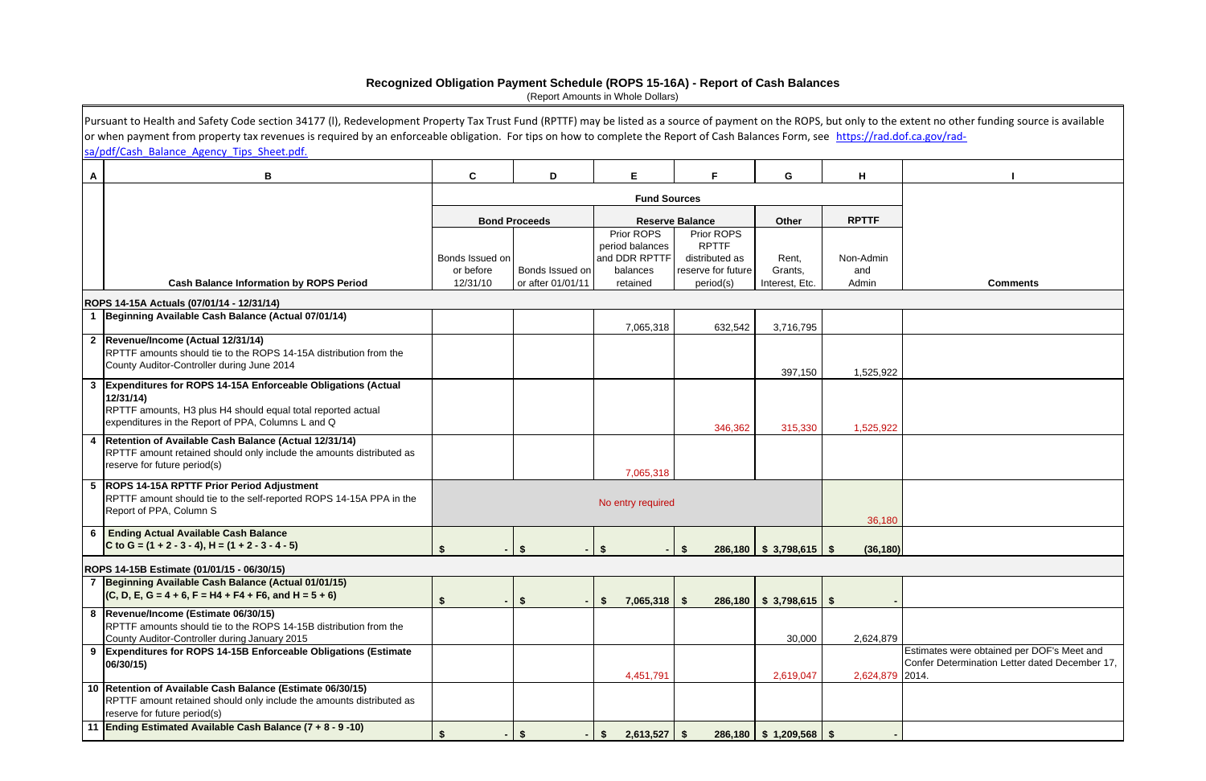# Recognized Obligation Payment Schedule (ROPS 15-16A) - Report of Cash Balances

(Report Amounts in Whole Dollars)

Pursuant to Health and Safety Code section 34177 (l), Redevelopment Property Tax Trust Fund (RPTTF) may be listed as a source of payment on the ROPS, but only to the extent no other funding source is available or when payment from property tax revenues is required by an enforceable obligation. For tips on how to complete the Report of Cash Balances Form, see https://rad.dof.ca.gov/rad-sa/pdf/Cash_Balance_Agency_Tips_Sheet.pdf.

| A | B | C | D | E | F | G | H | I |
|---|---|---|---|---|---|---|---|---|
| | | Fund Sources | | | | | | |
| | | Bond Proceeds | | Reserve Balance | | Other | RPTTF | |
| | Cash Balance Information by ROPS Period | Bonds Issued on or before 12/31/10 | Bonds Issued on or after 01/01/11 | Prior ROPS period balances and DDR RPTTF balances retained | Prior ROPS RPTTF distributed as reserve for future period(s) | Rent, Grants, Interest, Etc. | Non-Admin and Admin | Comments |
| | **ROPS 14-15A Actuals (07/01/14 - 12/31/14)** | | | | | | | |
| 1 | **Beginning Available Cash Balance (Actual 07/01/14)** | | | 7,065,318 | 632,542 | 3,716,795 | | |
| 2 | **Revenue/Income (Actual 12/31/14)** RPTTF amounts should tie to the ROPS 14-15A distribution from the County Auditor-Controller during June 2014 | | | | | 397,150 | 1,525,922 | |
| 3 | **Expenditures for ROPS 14-15A Enforceable Obligations (Actual 12/31/14)** RPTTF amounts, H3 plus H4 should equal total reported actual expenditures in the Report of PPA, Columns L and Q | | | | 346,362 | 315,330 | 1,525,922 | |
| 4 | **Retention of Available Cash Balance (Actual 12/31/14)** RPTTF amount retained should only include the amounts distributed as reserve for future period(s) | | | 7,065,318 | | | | |
| 5 | **ROPS 14-15A RPTTF Prior Period Adjustment** RPTTF amount should tie to the self-reported ROPS 14-15A PPA in the Report of PPA, Column S | No entry required | | | | | 36,180 | |
| 6 | **Ending Actual Available Cash Balance** **C to G = (1 + 2 - 3 - 4), H = (1 + 2 - 3 - 4 - 5)** | $ - | $ - | $ - | $ 286,180 | $ 3,798,615 | $ (36,180) | |
| | **ROPS 14-15B Estimate (01/01/15 - 06/30/15)** | | | | | | | |
| 7 | **Beginning Available Cash Balance (Actual 01/01/15)** **(C, D, E, G = 4 + 6, F = H4 + F4 + F6, and H = 5 + 6)** | $ - | $ - | $ 7,065,318 | $ 286,180 | $ 3,798,615 | $ - | |
| 8 | **Revenue/Income (Estimate 06/30/15)** RPTTF amounts should tie to the ROPS 14-15B distribution from the County Auditor-Controller during January 2015 | | | | | 30,000 | 2,624,879 | |
| 9 | **Expenditures for ROPS 14-15B Enforceable Obligations (Estimate 06/30/15)** | | | 4,451,791 | | 2,619,047 | 2,624,879 | Estimates were obtained per DOF's Meet and Confer Determination Letter dated December 17, 2014. |
| 10 | **Retention of Available Cash Balance (Estimate 06/30/15)** RPTTF amount retained should only include the amounts distributed as reserve for future period(s) | | | | | | | |
| 11 | **Ending Estimated Available Cash Balance (7 + 8 - 9 -10)** | $ - | $ - | $ 2,613,527 | $ 286,180 | $ 1,209,568 | $ - | |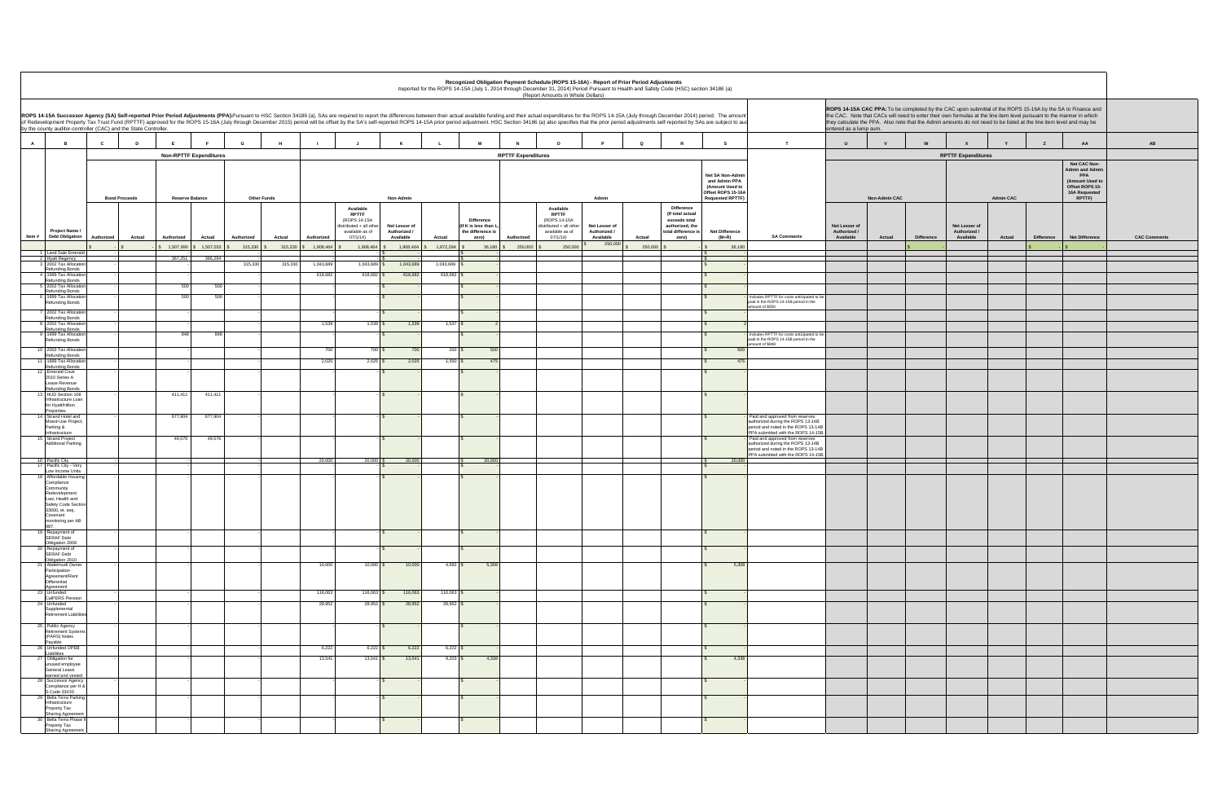# Recognized Obligation Payment Schedule (ROPS 15-16A) - Report of Prior Period Adjustments

Reported for the ROPS 14-15A (July 1, 2014 through December 31, 2014) Period Pursuant to Health and Safety Code (HSC) section 34186 (a)

(Report Amounts in Whole Dollars)

**ROPS 14-15A Successor Agency (SA) Self-reported Prior Period Adjustments (PPA):** Pursuant to HSC Section 34186 (a), SAs are required to report the differences between their actual available funding and their actual expenditures for the ROPS 14-15A (July through December 2014) period. The amount of Redevelopment Property Tax Trust Fund (RPTTF) approved for the ROPS 15-16A (July through December 2015) period will be offset by the SA's self-reported ROPS 14-15A prior period adjustment. HSC Section 34186 (a) also specifies that the prior period adjustments self-reported by SAs are subject to audit by the county auditor-controller (CAC) and the State Controller.

**ROPS 14-15A CAC PPA:** To be completed by the CAC upon submittal of the ROPS 15-16A by the SA to Finance and the CAC. Note that CACs will need to enter their own formulas at the line item level pursuant to the manner in which they calculate the PPA. Also note that the Admin amounts do not need to be listed at the line item level and may be entered as a lump sum.

| A | B | C | D | E | F | G | H | I | J | K | L | M | N | O | P | Q | R | S | T | U | V | W | X | Y | Z | AA | AB |
|---|---|---|---|---|---|---|---|---|---|---|---|---|---|---|---|---|---|---|---|---|---|---|---|---|---|---|---|
| | | Non-RPTTF Expenditures | | | | | | RPTTF Expenditures | | | | | | | | | | | | RPTTF Expenditures | | | | | | | |
| | | Bond Proceeds | | Reserve Balance | | Other Funds | | Non-Admin | | | | | Admin | | | | | Net SA Non-Admin and Admin PPA (Amount Used to Offset ROPS 15-16A Requested RPTTF) | | Non-Admin CAC | | | Admin CAC | | | Net CAC Non-Admin and Admin PPA (Amount Used to Offset ROPS 15-16A Requested RPTTF) | |
| Item # | Project Name / Debt Obligation | Authorized | Actual | Authorized | Actual | Authorized | Actual | Authorized | Available RPTTF (ROPS 14-15A distributed + all other available as of 07/1/14) | Net Lesser of Authorized / Available | Actual | Difference (If K is less than L, the difference is zero) | Authorized | Available RPTTF (ROPS 14-15A distributed + all other available as of 07/1/14) | Net Lesser of Authorized / Available | Actual | Difference (If total actual exceeds total authorized, the total difference is zero) | Net Difference (M+R) | SA Comments | Net Lesser of Authorized / Available | Actual | Difference | Net Lesser of Authorized / Available | Actual | Difference | Net Difference | CAC Comments |
| | | $ - | $ - | $ 1,507,990 | $ 1,507,033 | $ 315,330 | $ 315,330 | $ 1,908,464 | $ 1,908,464 | $ 1,908,464 | $ 1,872,284 | $ 36,180 | $ 250,000 | $ 250,000 | $ 250,000 | $ 250,000 | $ - | $ 36,180 | | | | $ - | | | $ - | $ - | |
| 1 | Land Sale Emerald | - | - | - | - | - | - | - | - | $ - | - | $ - | | | | | | $ - | | | | | | | | | |
| 2 | Hyatt Regency | - | - | 367,251 | 366,294 | - | - | - | - | $ - | - | $ - | | | | | | $ - | | | | | | | | | |
| 3 | 2002 Tax Allocation Refunding Bonds | - | - | - | - | 315,330 | 315,330 | 1,043,689 | 1,043,689 | $ 1,043,689 | 1,043,689 | $ - | | | | | | $ - | | | | | | | | | |
| 4 | 1999 Tax Allocation Refunding Bonds | - | - | - | - | - | - | 618,682 | 618,682 | $ 618,682 | 618,682 | $ - | | | | | | $ - | | | | | | | | | |
| 5 | 2002 Tax Allocation Refunding Bonds | - | - | 500 | 500 | - | - | - | - | $ - | - | $ - | | | | | | $ - | | | | | | | | | |
| 6 | 1999 Tax Allocation Refunding Bonds | - | - | 500 | 500 | - | - | - | - | $ - | - | $ - | | | | | | $ - | Includes RPTTF for costs anticipated to be paid in the ROPS 14-15B period in the amount of $500 | | | | | | | | |
| 7 | 2002 Tax Allocation Refunding Bonds | - | - | - | - | - | - | - | - | $ - | - | $ - | | | | | | $ - | | | | | | | | | |
| 8 | 2002 Tax Allocation Refunding Bonds | - | - | - | - | - | - | 1,539 | 1,539 | $ 1,539 | 1,537 | $ 2 | | | | | | $ 2 | | | | | | | | | |
| 9 | 1999 Tax Allocation Refunding Bonds | - | - | 848 | 848 | - | - | - | - | $ - | - | $ - | | | | | | $ - | Includes RPTTF for costs anticipated to be paid in the ROPS 14-15B period in the amount of $848 | | | | | | | | |
| 10 | 2002 Tax Allocation Refunding Bonds | - | - | - | - | - | - | 700 | 700 | $ 700 | 200 | $ 500 | | | | | | $ 500 | | | | | | | | | |
| 11 | 1999 Tax Allocation Refunding Bonds | - | - | - | - | - | - | 2,025 | 2,025 | $ 2,025 | 1,550 | $ 475 | | | | | | $ 475 | | | | | | | | | |
| 12 | Emerald Cove 2010 Series A Lease Revenue Refunding Bonds | - | - | - | - | - | - | - | - | $ - | - | $ - | | | | | | $ - | | | | | | | | | |
| 13 | HUD Section 108 Infrastructure Loan for Hyatt/Hilton Properties | - | - | 411,411 | 411,411 | - | - | - | - | $ - | - | $ - | | | | | | $ - | | | | | | | | | |
| 14 | Strand Hotel and Mixed-Use Project, Parking & Infrastructure | - | - | 677,904 | 677,904 | - | - | - | - | $ - | - | $ - | | | | | | $ - | Paid and approved from reserves authorized during the ROPS 13-14B period and noted in the ROPS 13-14B PPA submitted with the ROPS 14-15B | | | | | | | | |
| 15 | Strand Project Additional Parking | - | - | 49,576 | 49,576 | - | - | - | - | $ - | - | $ - | | | | | | $ - | Paid and approved from reserves authorized during the ROPS 13-14B period and noted in the ROPS 13-14B PPA submitted with the ROPS 14-15B | | | | | | | | |
| 16 | Pacific City | - | - | - | - | - | - | 20,000 | 20,000 | $ 20,000 | - | $ 20,000 | | | | | | $ 20,000 | | | | | | | | | |
| 17 | Pacific City - Very Low Income Units | - | - | - | - | - | - | - | - | $ - | - | $ - | | | | | | $ - | | | | | | | | | |
| 18 | Affordable Housing Compliance Community Redevelopment Law, Health and Safety Code Section 33000, et. seq. Covenant monitoring per AB 987. | - | - | - | - | - | - | - | - | $ - | - | $ - | | | | | | $ - | | | | | | | | | |
| 19 | Repayment of SERAF Debt Obligation 2009 | - | - | - | - | - | - | - | - | $ - | - | $ - | | | | | | $ - | | | | | | | | | |
| 20 | Repayment of SERAF Debt Obligation 2010 | - | - | - | - | - | - | - | - | $ - | - | $ - | | | | | | $ - | | | | | | | | | |
| 21 | Abdelmuti Owner Participation Agreement/Rent Differential Agreement | - | - | - | - | - | - | 10,000 | 10,000 | $ 10,000 | 4,692 | $ 5,308 | | | | | | $ 5,308 | | | | | | | | | |
| 23 | Unfunded CalPERS Pension | - | - | - | - | - | - | 116,063 | 116,063 | $ 116,063 | 116,063 | $ - | | | | | | $ - | | | | | | | | | |
| 24 | Unfunded Supplemental Retirement Liabilities | - | - | - | - | - | - | 28,952 | 28,952 | $ 28,952 | 28,952 | $ - | | | | | | $ - | | | | | | | | | |
| 25 | Public Agency Retirement Systems (PARS) Notes Payable | - | - | - | - | - | - | - | - | $ - | - | $ - | | | | | | $ - | | | | | | | | | |
| 26 | Unfunded OPEB Liabilities | - | - | - | - | - | - | 6,222 | 6,222 | $ 6,222 | 6,222 | $ - | | | | | | $ - | | | | | | | | | |
| 27 | Obligation for unused employee General Leave earned and vested | - | - | - | - | - | - | 13,541 | 13,541 | $ 13,541 | 9,203 | $ 4,338 | | | | | | $ 4,338 | | | | | | | | | |
| 28 | Successor Agency Compliance per H & S Code 33433 | - | - | - | - | - | - | - | - | $ - | - | $ - | | | | | | $ - | | | | | | | | | |
| 29 | Bella Terra Parking Infrastructure Property Tax Sharing Agreement | - | - | - | - | - | - | - | - | $ - | - | $ - | | | | | | $ - | | | | | | | | | |
| 30 | Bella Terra Phase II Property Tax Sharing Agreement | - | - | - | - | - | - | - | - | $ - | - | $ - | | | | | | $ - | | | | | | | | | |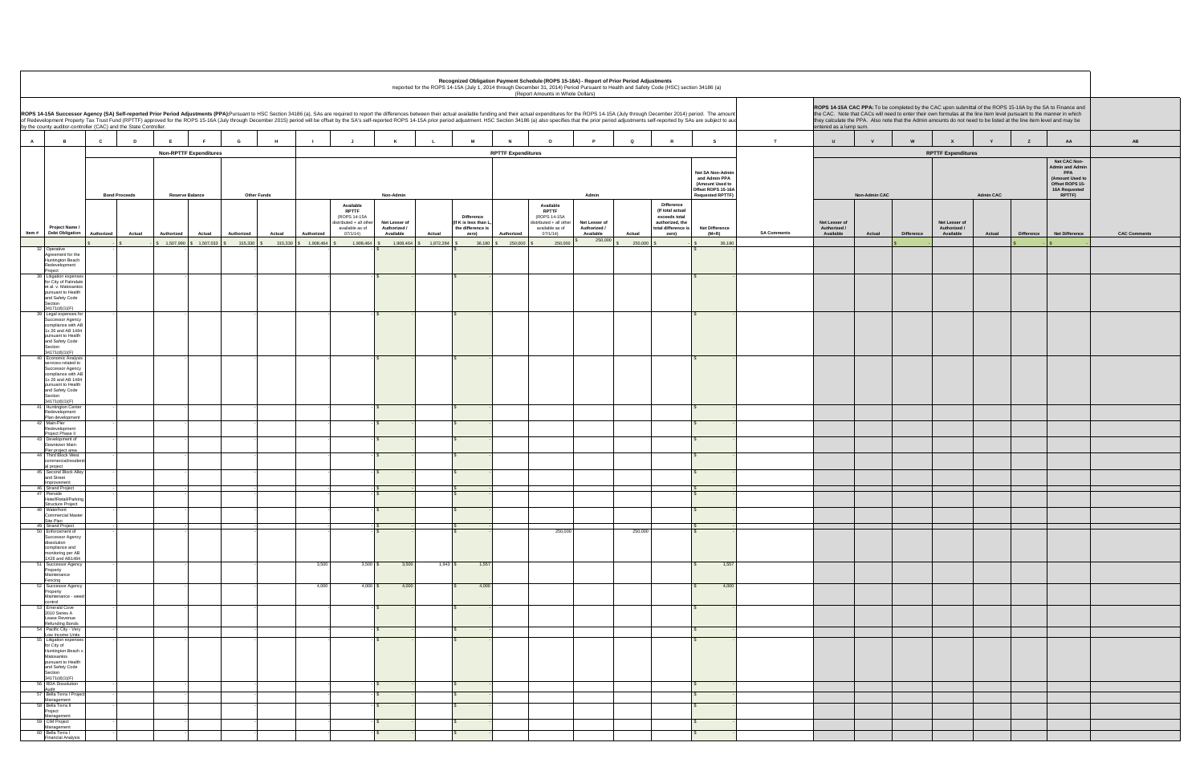# Recognized Obligation Payment Schedule (ROPS 15-16A) - Report of Prior Period Adjustments

Reported for the ROPS 14-15A (July 1, 2014 through December 31, 2014) Period Pursuant to Health and Safety Code (HSC) section 34186 (a)

(Report Amounts in Whole Dollars)

**ROPS 14-15A Successor Agency (SA) Self-reported Prior Period Adjustments (PPA):** Pursuant to HSC Section 34186 (a), SAs are required to report the differences between their actual available funding and their actual expenditures for the ROPS 14-15A (July through December 2014) period. The amount of Redevelopment Property Tax Trust Fund (RPTTF) approved for the ROPS 15-16A (July through December 2015) period will be offset by the SA's self-reported ROPS 14-15A prior period adjustment. HSC Section 34186 (a) also specifies that the prior period adjustments self-reported by SAs are subject to audit by the county auditor-controller (CAC) and the State Controller.

**ROPS 14-15A CAC PPA:** To be completed by the CAC upon submittal of the ROPS 15-16A by the SA to Finance and the CAC. Note that CACs will need to enter their own formulas at the line item level pursuant to the manner in which they calculate the PPA. Also note that the Admin amounts do not need to be listed at the line item level and may be entered as a lump sum.

| A | B | C | D | E | F | G | H | I | J | K | L | M | N | O | P | Q | R | S | T | U | V | W | X | Y | Z | AA | AB |
|---|---|---|---|---|---|---|---|---|---|---|---|---|---|---|---|---|---|---|---|---|---|---|---|---|---|---|---|
| | | Non-RPTTF Expenditures | | | | | | RPTTF Expenditures | | | | | | | | | | | | RPTTF Expenditures | | | | | | | |
| | | Bond Proceeds | | Reserve Balance | | Other Funds | | Non-Admin | | | | | Admin | | | | | Net SA Non-Admin and Admin PPA (Amount Used to Offset ROPS 15-16A Requested RPTTF) | | Non-Admin CAC | | | Admin CAC | | | Net CAC Non-Admin and Admin PPA (Amount Used to Offset ROPS 15-16A Requested RPTTF) | |
| Item # | Project Name / Debt Obligation | Authorized | Actual | Authorized | Actual | Authorized | Actual | Authorized | Available RPTTF (ROPS 14-15A distributed + all other available as of 07/1/14) | Net Lesser of Authorized / Available | Actual | Difference (If K is less than L, the difference is zero) | Authorized | Available RPTTF (ROPS 14-15A distributed + all other available as of 07/1/14) | Net Lesser of Authorized / Available | Actual | Difference (If total actual exceeds total authorized, the total difference is zero) | Net Difference (M+R) | SA Comments | Net Lesser of Authorized / Available | Actual | Difference | Net Lesser of Authorized / Available | Actual | Difference | Net Difference | CAC Comments |
| | | $ - | $ - | $ 1,507,990 | $ 1,507,033 | $ 315,330 | $ 315,330 | $ 1,908,464 | $ 1,908,464 | $ 1,908,464 | $ 1,872,284 | $ 36,180 | $ 250,000 | $ 250,000 | $ 250,000 | $ 250,000 | $ - | $ 36,180 | | | | $ - | | | $ - | $ - | |
| 32 | Operative Agreement for the Huntington Beach Redevelopment Project | - | | - | | | | - | | $ - | | $ - | | | | | | $ - | | | | | | | | | |
| 38 | Litigation expenses for City of Palmdale et al. v. Matosantos pursuant to Health and Safety Code Section 34171(d)(1)(F) | - | | - | | | | - | | $ - | | $ - | | | | | | $ - | | | | | | | | | |
| 39 | Legal expenses for Successor Agency compliance with AB 1x 26 and AB 1484 pursuant to Health and Safety Code Section 34171(d)(1)(F) | - | | - | | | | - | | $ - | | $ - | | | | | | $ - | | | | | | | | | |
| 40 | Economic Analysis services related to Successor Agency compliance with AB 1x 26 and AB 1484 pursuant to Health and Safety Code Section 34171(d)(1)(F) | - | | - | | | | - | | $ - | | $ - | | | | | | $ - | | | | | | | | | |
| 41 | Huntington Center Redevelopment Plan development | - | | - | | | | - | | $ - | | $ - | | | | | | $ - | | | | | | | | | |
| 42 | Main-Pier Redevelopment Project Phase II | - | | - | | | | - | | $ - | | $ - | | | | | | $ - | | | | | | | | | |
| 43 | Development of Downtown Main-Pier project area | - | | - | | | | - | | $ - | | $ - | | | | | | $ - | | | | | | | | | |
| 44 | Third Block West commercial/residential project | - | | - | | | | - | | $ - | | $ - | | | | | | $ - | | | | | | | | | |
| 45 | Second Block Alley and Street Improvement | - | | - | | | | - | | $ - | | $ - | | | | | | $ - | | | | | | | | | |
| 46 | Strand Project | - | | - | | | | - | | $ - | | $ - | | | | | | $ - | | | | | | | | | |
| 47 | Pierside Hotel/Retail/Parking Structure Project | - | | - | | | | - | | $ - | | $ - | | | | | | $ - | | | | | | | | | |
| 48 | Waterfront Commercial Master Site Plan | - | | - | | | | - | | $ - | | $ - | | | | | | $ - | | | | | | | | | |
| 49 | Strand Project | - | | - | | | | - | | $ - | | $ - | | | | | | $ - | | | | | | | | | |
| 50 | Enforcement of Successor Agency dissolution compliance and monitoring per AB 1X26 and AB1484 | - | | - | | | | - | | $ - | | $ - | | 250,000 | | 250,000 | | $ - | | | | | | | | | |
| 51 | Successor Agency Property Maintenance Fencing | - | | - | | | | 3,500 | 3,500 | $ 3,500 | 1,943 | $ 1,557 | | | | | | $ 1,557 | | | | | | | | | |
| 52 | Successor Agency Property Maintenance - weed control | - | | - | | | | 4,000 | 4,000 | $ 4,000 | | $ 4,000 | | | | | | $ 4,000 | | | | | | | | | |
| 53 | Emerald Cove 2010 Series A Lease Revenue Refunding Bonds | - | | - | | | | - | | $ - | | $ - | | | | | | $ - | | | | | | | | | |
| 54 | Pacific City - Very Low Income Units | - | | - | | | | - | | $ - | | $ - | | | | | | $ - | | | | | | | | | |
| 55 | Litigation expenses for City of Huntington Beach v. Matosantos pursuant to Health and Safety Code Section 34171(d)(1)(F) | - | | - | | | | - | | $ - | | $ - | | | | | | $ - | | | | | | | | | |
| 56 | RDA Dissolution Audit | - | | - | | | | - | | $ - | | $ - | | | | | | $ - | | | | | | | | | |
| 57 | Bella Terra I Project Management | - | | - | | | | - | | $ - | | $ - | | | | | | $ - | | | | | | | | | |
| 58 | Bella Terra II Project Management | - | | - | | | | - | | $ - | | $ - | | | | | | $ - | | | | | | | | | |
| 59 | CIM Project Management | - | | - | | | | - | | $ - | | $ - | | | | | | $ - | | | | | | | | | |
| 60 | Bella Terra I Financial Analysis | - | | - | | | | - | | $ - | | $ - | | | | | | $ - | | | | | | | | | |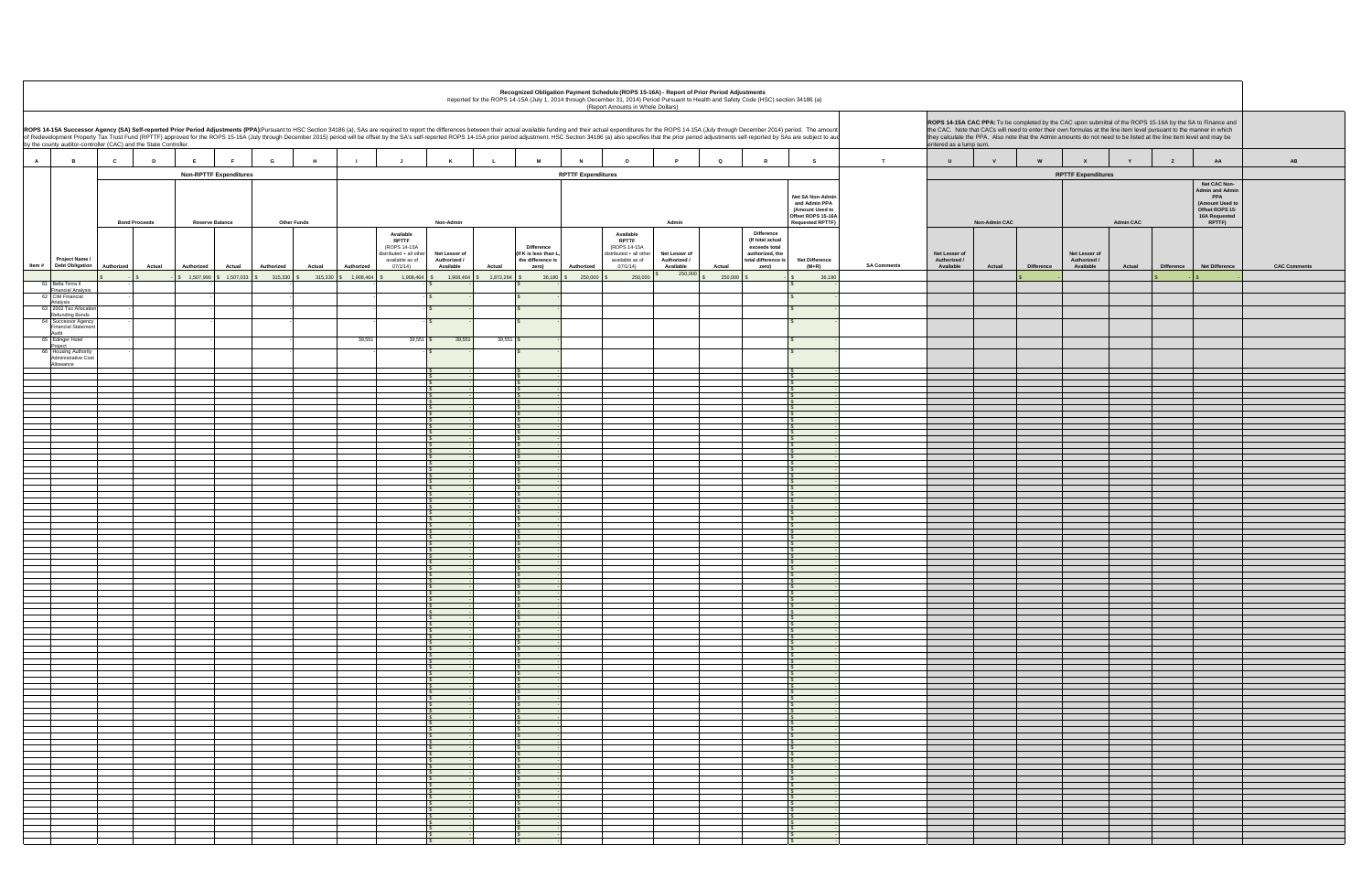# Recognized Obligation Payment Schedule (ROPS 15-16A) - Report of Prior Period Adjustments

Reported for the ROPS 14-15A (July 1, 2014 through December 31, 2014) Period Pursuant to Health and Safety Code (HSC) section 34186 (a)

(Report Amounts in Whole Dollars)

**ROPS 14-15A Successor Agency (SA) Self-reported Prior Period Adjustments (PPA):** Pursuant to HSC Section 34186 (a), SAs are required to report the differences between their actual available funding and their actual expenditures for the ROPS 14-15A (July through December 2014) period. The amount of Redevelopment Property Tax Trust Fund (RPTTF) approved for the ROPS 15-16A (July through December 2015) period will be offset by the SA's self-reported ROPS 14-15A prior period adjustment. HSC Section 34186 (a) also specifies that the prior period adjustments self-reported by SAs are subject to audit by the county auditor-controller (CAC) and the State Controller.

**ROPS 14-15A CAC PPA:** To be completed by the CAC upon submittal of the ROPS 15-16A by the SA to Finance and the CAC. Note that CACs will need to enter their own formulas at the line item level pursuant to the manner in which they calculate the PPA. Also note that the Admin amounts do not need to be listed at the line item level and may be entered as a lump sum.

| A | B | C | D | E | F | G | H | I | J | K | L | M | N | O | P | Q | R | S | T | U | V | W | X | Y | Z | AA | AB |
|---|---|---|---|---|---|---|---|---|---|---|---|---|---|---|---|---|---|---|---|---|---|---|---|---|---|---|---|
| | | Non-RPTTF Expenditures | | | | | | RPTTF Expenditures | | | | | | | | | | | | RPTTF Expenditures | | | | | | | |
| | | Bond Proceeds | | Reserve Balance | | Other Funds | | Non-Admin | | | | | Admin | | | | | Net SA Non-Admin and Admin PPA (Amount Used to Offset ROPS 15-16A Requested RPTTF) | | Non-Admin CAC | | | Admin CAC | | | Net CAC Non-Admin and Admin PPA (Amount Used to Offset ROPS 15-16A Requested RPTTF) | |
| Item # | Project Name / Debt Obligation | Authorized | Actual | Authorized | Actual | Authorized | Actual | Authorized | Available RPTTF (ROPS 14-15A distributed + all other available as of 07/1/14) | Net Lesser of Authorized / Available | Actual | Difference (If K is less than L, the difference is zero) | Authorized | Available RPTTF (ROPS 14-15A distributed + all other available as of 07/1/14) | Net Lesser of Authorized / Available | Actual | Difference (If total actual exceeds total authorized, the total difference is zero) | Net Difference (M+R) | SA Comments | Net Lesser of Authorized / Available | Actual | Difference | Net Lesser of Authorized / Available | Actual | Difference | Net Difference | CAC Comments |
| | | $ - | $ - | $ 1,507,990 | $ 1,507,033 | $ 315,330 | $ 315,330 | $ 1,908,464 | $ 1,908,464 | $ 1,908,464 | $ 1,872,284 | $ 36,180 | $ 250,000 | $ 250,000 | $ 250,000 | $ 250,000 | $ - | $ 36,180 | | | | $ - | | | $ - | $ - | |
| 61 | Bella Terra II Financial Analysis | - | | - | | - | | | | $ - | | $ - | | | | | | $ - | | | | | | | | | |
| 62 | CIM Financial Analysis | - | | - | | - | | | | $ - | | $ - | | | | | | $ - | | | | | | | | | |
| 63 | 2002 Tax Allocation Refunding Bonds | - | | - | | - | | | | $ - | | $ - | | | | | | $ - | | | | | | | | | |
| 64 | Successor Agency Financial Statement Audit | - | | - | | - | | | | $ - | | $ - | | | | | | $ - | | | | | | | | | |
| 65 | Edinger Hotel Project | - | | - | | - | | 39,551 | 39,551 | $ 39,551 | 39,551 | $ - | | | | | | $ - | | | | | | | | | |
| 66 | Housing Authority Administrative Cost Allowance | - | | - | | - | | | | $ - | | $ - | | | | | | $ - | | | | | | | | | |